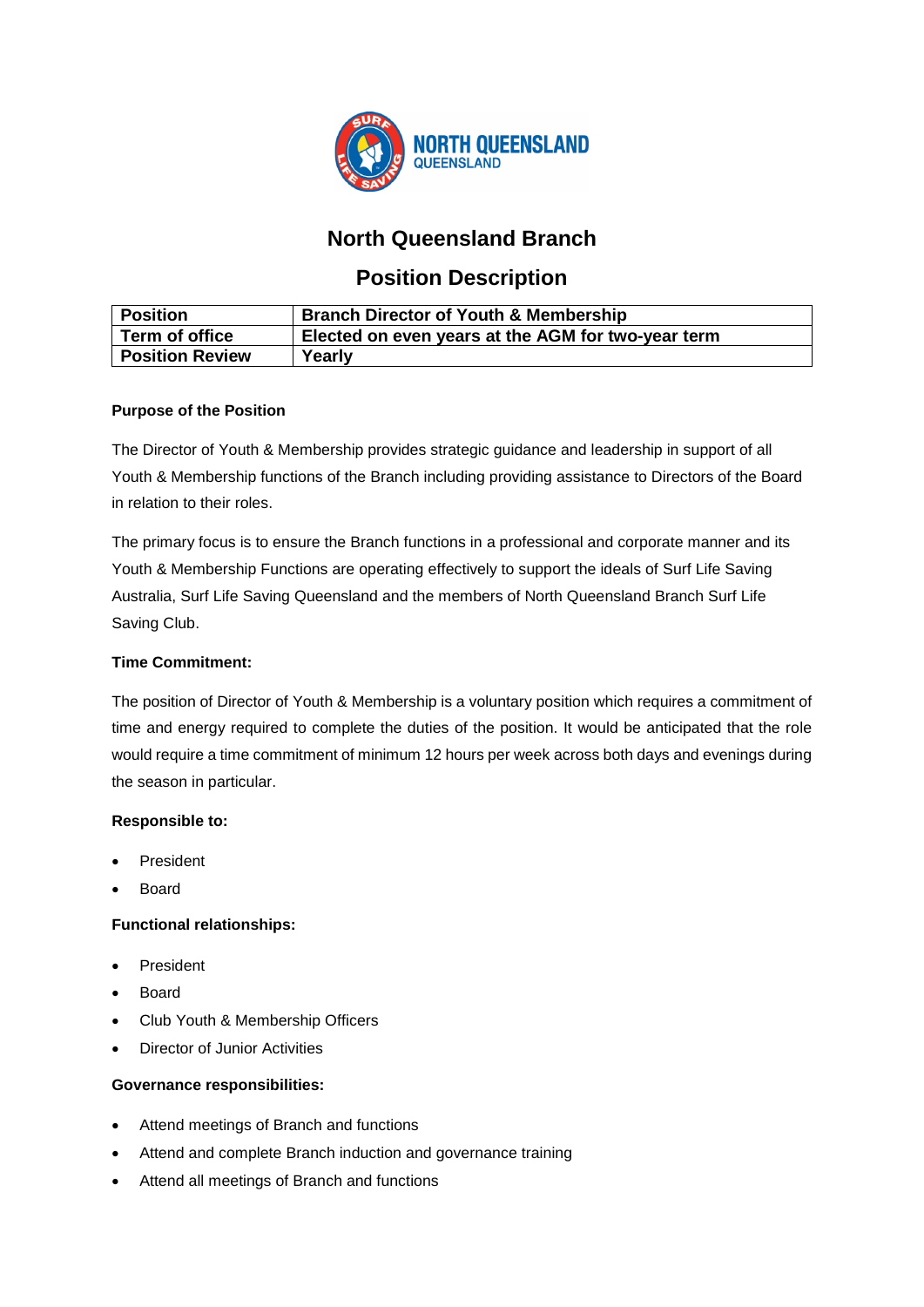# North Queensland Branch

## Position Description

| Position | Branch Director of Youth & Membership |
|---|---|
| Term of office | Elected on even years at the AGM for two-year term |
| Position Review | Yearly |

**Purpose of the Position**

The Director of Youth & Membership provides strategic guidance and leadership in support of all Youth & Membership functions of the Branch including providing assistance to Directors of the Board in relation to their roles.

The primary focus is to ensure the Branch functions in a professional and corporate manner and its Youth & Membership Functions are operating effectively to support the ideals of Surf Life Saving Australia, Surf Life Saving Queensland and the members of North Queensland Branch Surf Life Saving Club.

**Time Commitment:**

The position of Director of Youth & Membership is a voluntary position which requires a commitment of time and energy required to complete the duties of the position. It would be anticipated that the role would require a time commitment of minimum 12 hours per week across both days and evenings during the season in particular.

**Responsible to:**

- President
- Board

**Functional relationships:**

- President
- Board
- Club Youth & Membership Officers
- Director of Junior Activities

**Governance responsibilities:**

- Attend meetings of Branch and functions
- Attend and complete Branch induction and governance training
- Attend all meetings of Branch and functions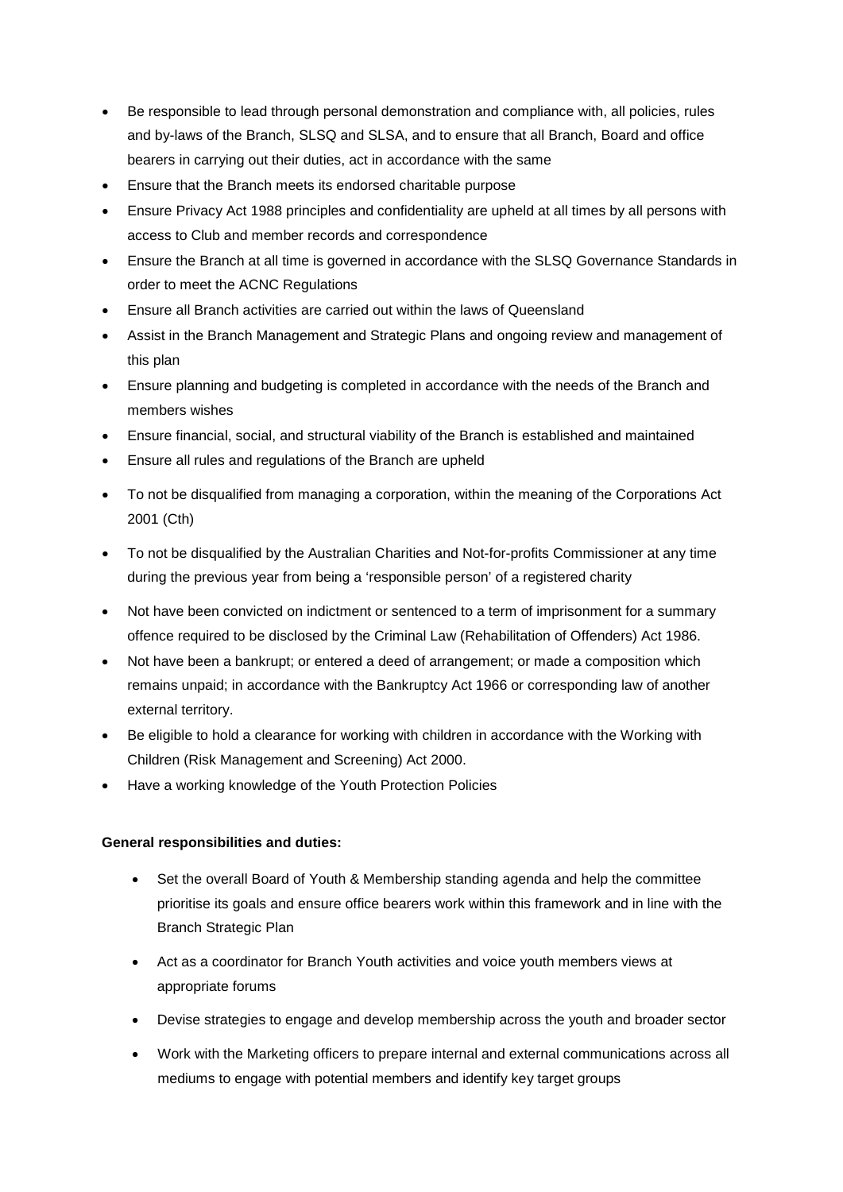- Be responsible to lead through personal demonstration and compliance with, all policies, rules and by-laws of the Branch, SLSQ and SLSA, and to ensure that all Branch, Board and office bearers in carrying out their duties, act in accordance with the same
- Ensure that the Branch meets its endorsed charitable purpose
- Ensure Privacy Act 1988 principles and confidentiality are upheld at all times by all persons with access to Club and member records and correspondence
- Ensure the Branch at all time is governed in accordance with the SLSQ Governance Standards in order to meet the ACNC Regulations
- Ensure all Branch activities are carried out within the laws of Queensland
- Assist in the Branch Management and Strategic Plans and ongoing review and management of this plan
- Ensure planning and budgeting is completed in accordance with the needs of the Branch and members wishes
- Ensure financial, social, and structural viability of the Branch is established and maintained
- Ensure all rules and regulations of the Branch are upheld
- To not be disqualified from managing a corporation, within the meaning of the Corporations Act 2001 (Cth)
- To not be disqualified by the Australian Charities and Not-for-profits Commissioner at any time during the previous year from being a 'responsible person' of a registered charity
- Not have been convicted on indictment or sentenced to a term of imprisonment for a summary offence required to be disclosed by the Criminal Law (Rehabilitation of Offenders) Act 1986.
- Not have been a bankrupt; or entered a deed of arrangement; or made a composition which remains unpaid; in accordance with the Bankruptcy Act 1966 or corresponding law of another external territory.
- Be eligible to hold a clearance for working with children in accordance with the Working with Children (Risk Management and Screening) Act 2000.
- Have a working knowledge of the Youth Protection Policies

**General responsibilities and duties:**

- Set the overall Board of Youth & Membership standing agenda and help the committee prioritise its goals and ensure office bearers work within this framework and in line with the Branch Strategic Plan
- Act as a coordinator for Branch Youth activities and voice youth members views at appropriate forums
- Devise strategies to engage and develop membership across the youth and broader sector
- Work with the Marketing officers to prepare internal and external communications across all mediums to engage with potential members and identify key target groups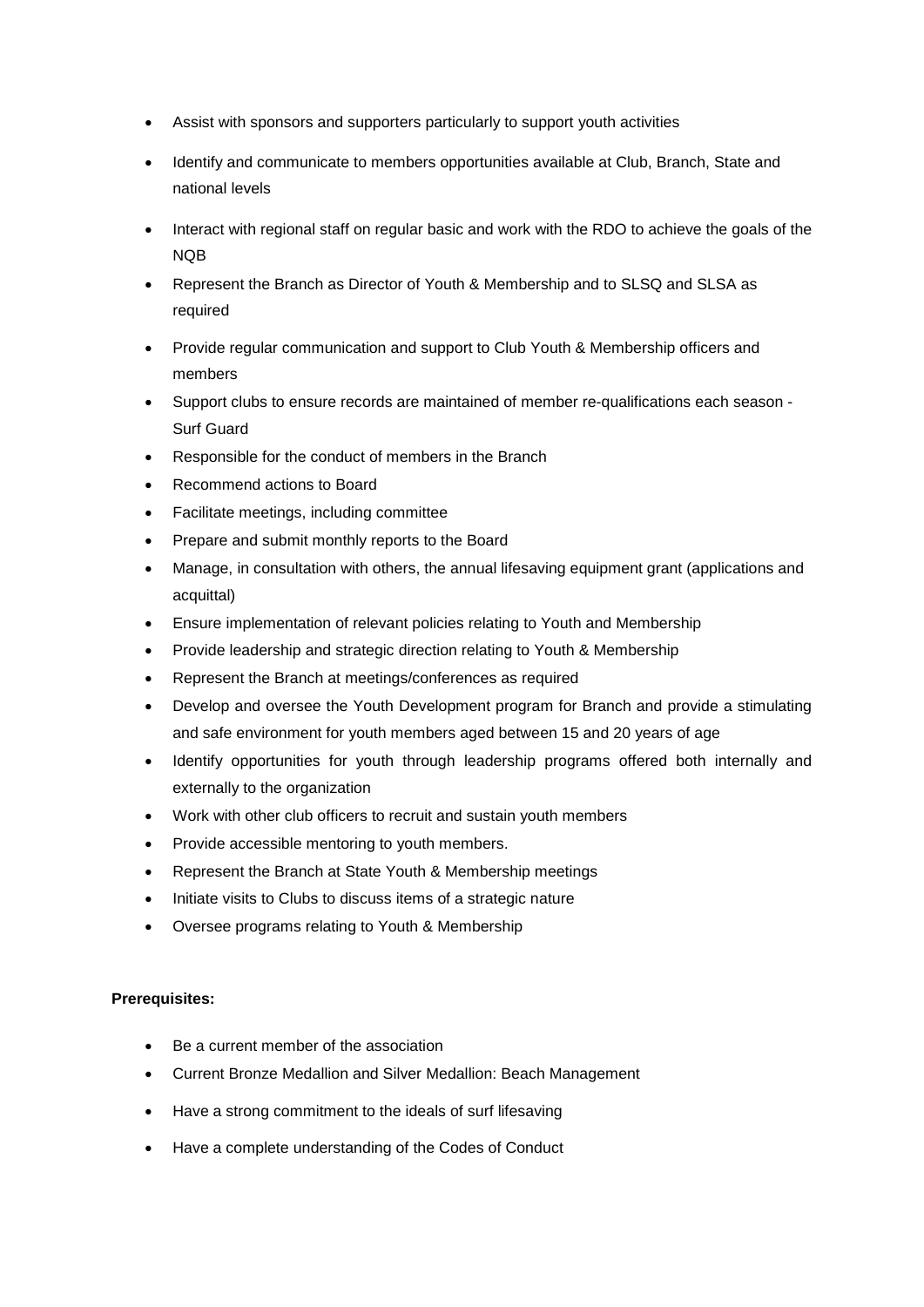- Assist with sponsors and supporters particularly to support youth activities
- Identify and communicate to members opportunities available at Club, Branch, State and national levels
- Interact with regional staff on regular basic and work with the RDO to achieve the goals of the NQB
- Represent the Branch as Director of Youth & Membership and to SLSQ and SLSA as required
- Provide regular communication and support to Club Youth & Membership officers and members
- Support clubs to ensure records are maintained of member re-qualifications each season - Surf Guard
- Responsible for the conduct of members in the Branch
- Recommend actions to Board
- Facilitate meetings, including committee
- Prepare and submit monthly reports to the Board
- Manage, in consultation with others, the annual lifesaving equipment grant (applications and acquittal)
- Ensure implementation of relevant policies relating to Youth and Membership
- Provide leadership and strategic direction relating to Youth & Membership
- Represent the Branch at meetings/conferences as required
- Develop and oversee the Youth Development program for Branch and provide a stimulating and safe environment for youth members aged between 15 and 20 years of age
- Identify opportunities for youth through leadership programs offered both internally and externally to the organization
- Work with other club officers to recruit and sustain youth members
- Provide accessible mentoring to youth members.
- Represent the Branch at State Youth & Membership meetings
- Initiate visits to Clubs to discuss items of a strategic nature
- Oversee programs relating to Youth & Membership

**Prerequisites:**

- Be a current member of the association
- Current Bronze Medallion and Silver Medallion: Beach Management
- Have a strong commitment to the ideals of surf lifesaving
- Have a complete understanding of the Codes of Conduct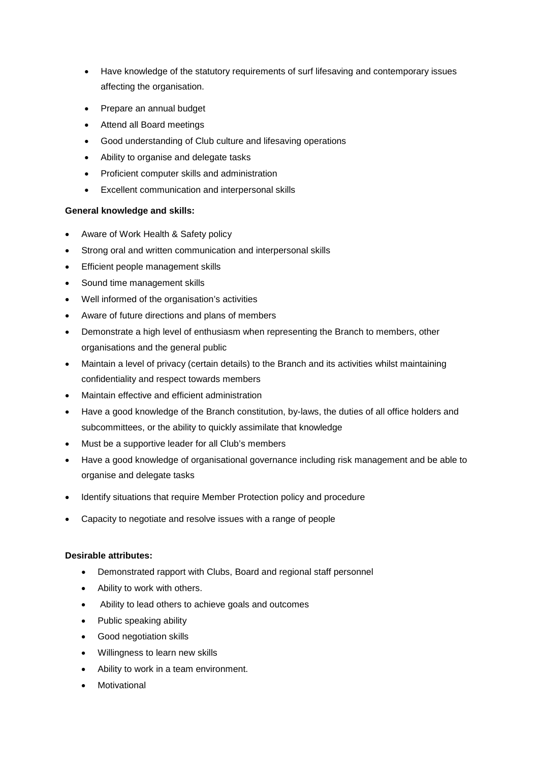- Have knowledge of the statutory requirements of surf lifesaving and contemporary issues affecting the organisation.
- Prepare an annual budget
- Attend all Board meetings
- Good understanding of Club culture and lifesaving operations
- Ability to organise and delegate tasks
- Proficient computer skills and administration
- Excellent communication and interpersonal skills

**General knowledge and skills:**

- Aware of Work Health & Safety policy
- Strong oral and written communication and interpersonal skills
- Efficient people management skills
- Sound time management skills
- Well informed of the organisation's activities
- Aware of future directions and plans of members
- Demonstrate a high level of enthusiasm when representing the Branch to members, other organisations and the general public
- Maintain a level of privacy (certain details) to the Branch and its activities whilst maintaining confidentiality and respect towards members
- Maintain effective and efficient administration
- Have a good knowledge of the Branch constitution, by-laws, the duties of all office holders and subcommittees, or the ability to quickly assimilate that knowledge
- Must be a supportive leader for all Club's members
- Have a good knowledge of organisational governance including risk management and be able to organise and delegate tasks
- Identify situations that require Member Protection policy and procedure
- Capacity to negotiate and resolve issues with a range of people

**Desirable attributes:**

- Demonstrated rapport with Clubs, Board and regional staff personnel
- Ability to work with others.
- Ability to lead others to achieve goals and outcomes
- Public speaking ability
- Good negotiation skills
- Willingness to learn new skills
- Ability to work in a team environment.
- Motivational